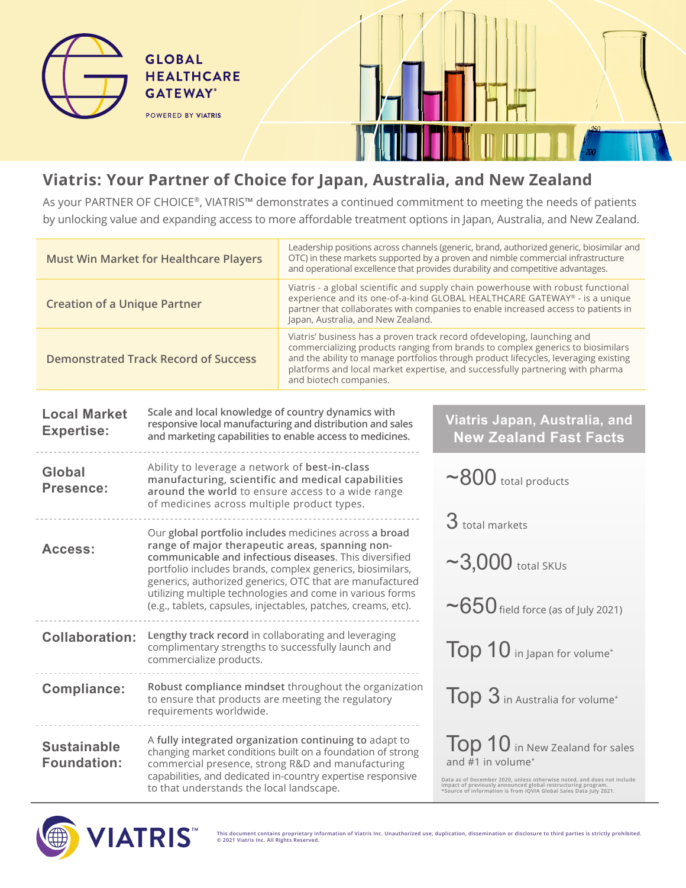GLOBAL HEALTHCARE GATEWAY®

POWERED BY VIATRIS

# Viatris: Your Partner of Choice for Japan, Australia, and New Zealand

As your PARTNER OF CHOICE®, VIATRIS™ demonstrates a continued commitment to meeting the needs of patients by unlocking value and expanding access to more affordable treatment options in Japan, Australia, and New Zealand.

| | |
|---|---|
| Must Win Market for Healthcare Players | Leadership positions across channels (generic, brand, authorized generic, biosimilar and OTC) in these markets supported by a proven and nimble commercial infrastructure and operational excellence that provides durability and competitive advantages. |
| Creation of a Unique Partner | Viatris - a global scientific and supply chain powerhouse with robust functional experience and its one-of-a-kind GLOBAL HEALTHCARE GATEWAY® - is a unique partner that collaborates with companies to enable increased access to patients in Japan, Australia, and New Zealand. |
| Demonstrated Track Record of Success | Viatris' business has a proven track record ofdeveloping, launching and commercializing products ranging from brands to complex generics to biosimilars and the ability to manage portfolios through product lifecycles, leveraging existing platforms and local market expertise, and successfully partnering with pharma and biotech companies. |

**Local Market Expertise:** Scale and local knowledge of country dynamics with responsive local manufacturing and distribution and sales and marketing capabilities to enable access to medicines.

**Global Presence:** Ability to leverage a network of **best-in-class manufacturing, scientific and medical capabilities around the world** to ensure access to a wide range of medicines across multiple product types.

**Access:** Our **global portfolio includes** medicines across **a broad range of major therapeutic areas, spanning non-communicable and infectious diseases**. This diversified portfolio includes brands, complex generics, biosimilars, generics, authorized generics, OTC that are manufactured utilizing multiple technologies and come in various forms (e.g., tablets, capsules, injectables, patches, creams, etc).

**Collaboration:** **Lengthy track record** in collaborating and leveraging complimentary strengths to successfully launch and commercialize products.

**Compliance:** **Robust compliance mindset** throughout the organization to ensure that products are meeting the regulatory requirements worldwide.

**Sustainable Foundation:** A **fully integrated organization continuing to** adapt to changing market conditions built on a foundation of strong commercial presence, strong R&D and manufacturing capabilities, and dedicated in-country expertise responsive to that understands the local landscape.

## Viatris Japan, Australia, and New Zealand Fast Facts

- ~800 total products
- 3 total markets
- ~3,000 total SKUs
- ~650 field force (as of July 2021)
- Top 10 in Japan for volume*
- Top 3 in Australia for volume*
- Top 10 in New Zealand for sales and #1 in volume*

Data as of December 2020, unless otherwise noted, and does not include impact of previously announced global restructuring program.
*Source of information is from IQVIA Global Sales Data July 2021.

VIATRIS™

This document contains proprietary information of Viatris Inc. Unauthorized use, duplication, dissemination or disclosure to third parties is strictly prohibited.
© 2021 Viatris Inc. All Rights Reserved.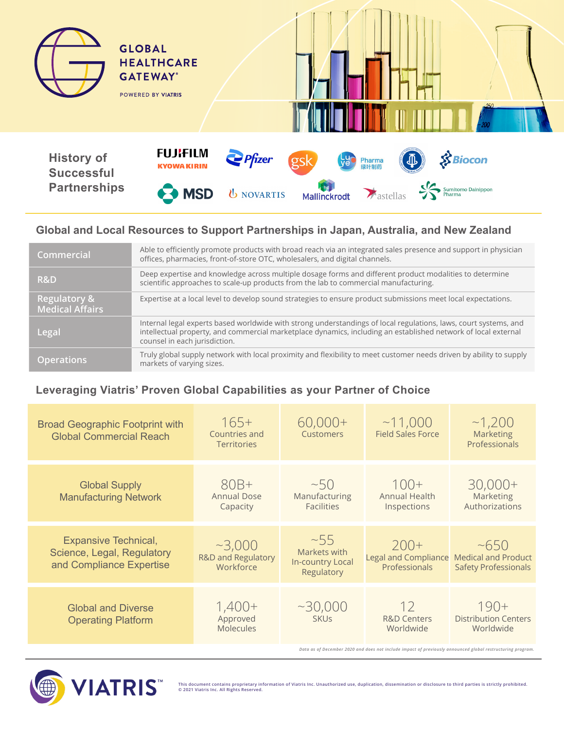GLOBAL HEALTHCARE GATEWAY®

POWERED BY VIATRIS

## History of Successful Partnerships

FUJIFILM KYOWA KIRIN · Pfizer · gsk · Luye Pharma 绿叶制药 · Biocon · MSD · NOVARTIS · Mallinckrodt · astellas · Sumitomo Dainippon Pharma

## Global and Local Resources to Support Partnerships in Japan, Australia, and New Zealand

| | |
|---|---|
| Commercial | Able to efficiently promote products with broad reach via an integrated sales presence and support in physician offices, pharmacies, front-of-store OTC, wholesalers, and digital channels. |
| R&D | Deep expertise and knowledge across multiple dosage forms and different product modalities to determine scientific approaches to scale-up products from the lab to commercial manufacturing. |
| Regulatory & Medical Affairs | Expertise at a local level to develop sound strategies to ensure product submissions meet local expectations. |
| Legal | Internal legal experts based worldwide with strong understandings of local regulations, laws, court systems, and intellectual property, and commercial marketplace dynamics, including an established network of local external counsel in each jurisdiction. |
| Operations | Truly global supply network with local proximity and flexibility to meet customer needs driven by ability to supply markets of varying sizes. |

## Leveraging Viatris' Proven Global Capabilities as your Partner of Choice

| | | | | |
|---|---|---|---|---|
| Broad Geographic Footprint with Global Commercial Reach | 165+ Countries and Territories | 60,000+ Customers | ~11,000 Field Sales Force | ~1,200 Marketing Professionals |
| Global Supply Manufacturing Network | 80B+ Annual Dose Capacity | ~50 Manufacturing Facilities | 100+ Annual Health Inspections | 30,000+ Marketing Authorizations |
| Expansive Technical, Science, Legal, Regulatory and Compliance Expertise | ~3,000 R&D and Regulatory Workforce | ~55 Markets with In-country Local Regulatory | 200+ Legal and Compliance Professionals | ~650 Medical and Product Safety Professionals |
| Global and Diverse Operating Platform | 1,400+ Approved Molecules | ~30,000 SKUs | 12 R&D Centers Worldwide | 190+ Distribution Centers Worldwide |

*Data as of December 2020 and does not include impact of previously announced global restructuring program.*

VIATRIS™

This document contains proprietary information of Viatris Inc. Unauthorized use, duplication, dissemination or disclosure to third parties is strictly prohibited. © 2021 Viatris Inc. All Rights Reserved.